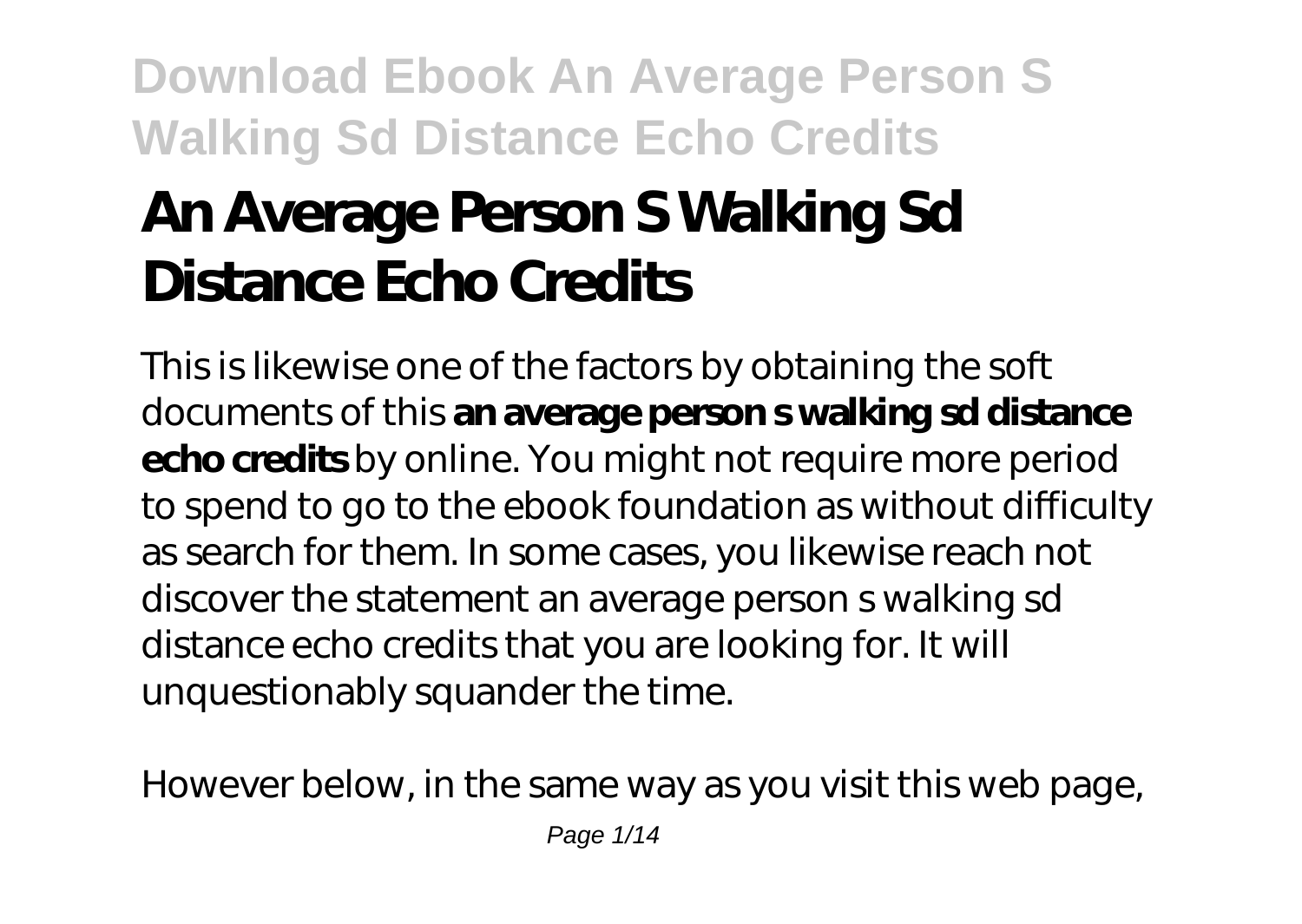# An Average Person S Walking Sd Distance Echo Credits

This is likewise one of the factors by obtaining the soft documents of this **an average person s walking sd distance echo credits** by online. You might not require more period to spend to go to the ebook foundation as without difficulty as search for them. In some cases, you likewise reach not discover the statement an average person s walking sd distance echo credits that you are looking for. It will unquestionably squander the time.

However below, in the same way as you visit this web page,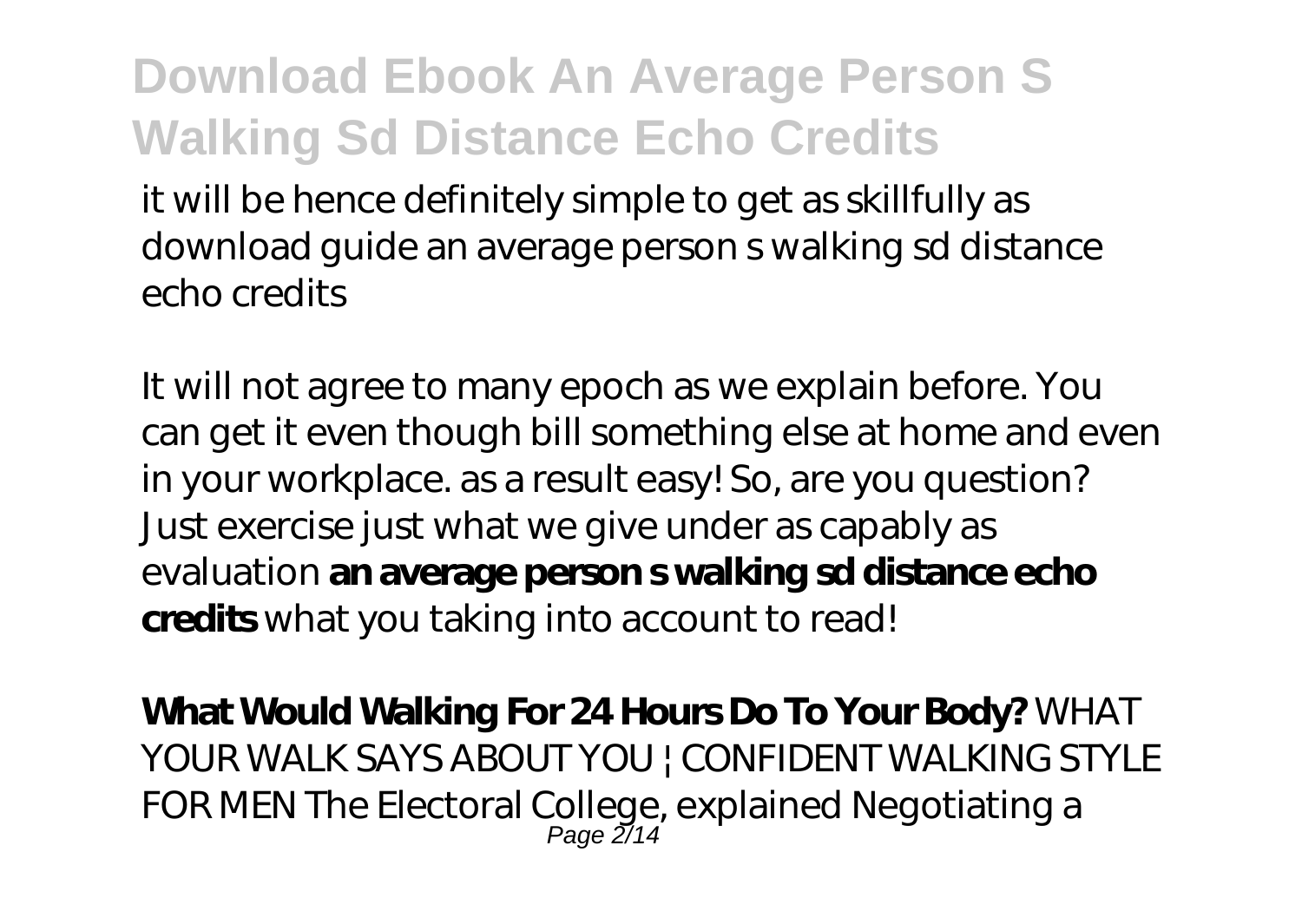it will be hence definitely simple to get as skillfully as download guide an average person s walking sd distance echo credits

It will not agree to many epoch as we explain before. You can get it even though bill something else at home and even in your workplace. as a result easy! So, are you question? Just exercise just what we give under as capably as evaluation **an average person s walking sd distance echo credits** what you taking into account to read!

**What Would Walking For 24 Hours Do To Your Body?** WHAT YOUR WALK SAYS ABOUT YOU | CONFIDENT WALKING STYLE FOR MEN The Electoral College, explained Negotiating a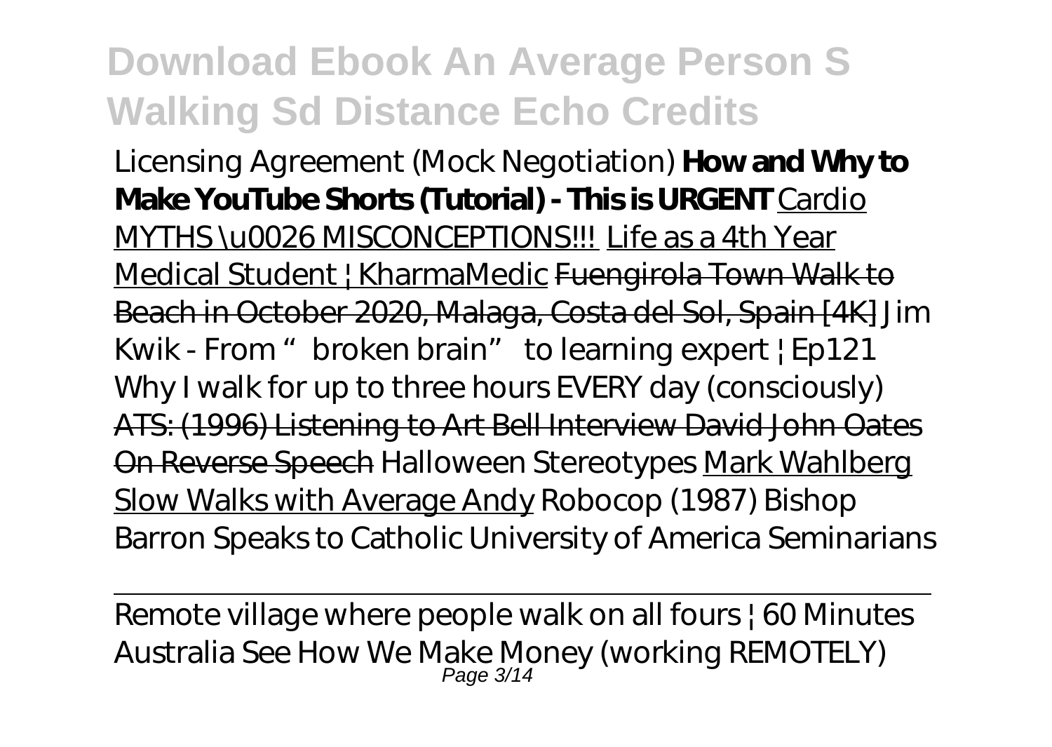*Licensing Agreement (Mock Negotiation)* **How and Why to Make YouTube Shorts (Tutorial) - This is URGENT** Cardio MYTHS \u0026 MISCONCEPTIONS!!! Life as a 4th Year Medical Student | KharmaMedic ~~Fuengirola Town Walk to Beach in October 2020, Malaga, Costa del Sol, Spain [4K]~~ *Jim Kwik - From "broken brain" to learning expert | Ep121* *Why I walk for up to three hours EVERY day (consciously)* ~~ATS: (1996) Listening to Art Bell Interview David John Oates On Reverse Speech~~ *Halloween Stereotypes* Mark Wahlberg Slow Walks with Average Andy *Robocop (1987)* *Bishop Barron Speaks to Catholic University of America Seminarians*

Remote village where people walk on all fours | 60 Minutes Australia *See How We Make Money (working REMOTELY)*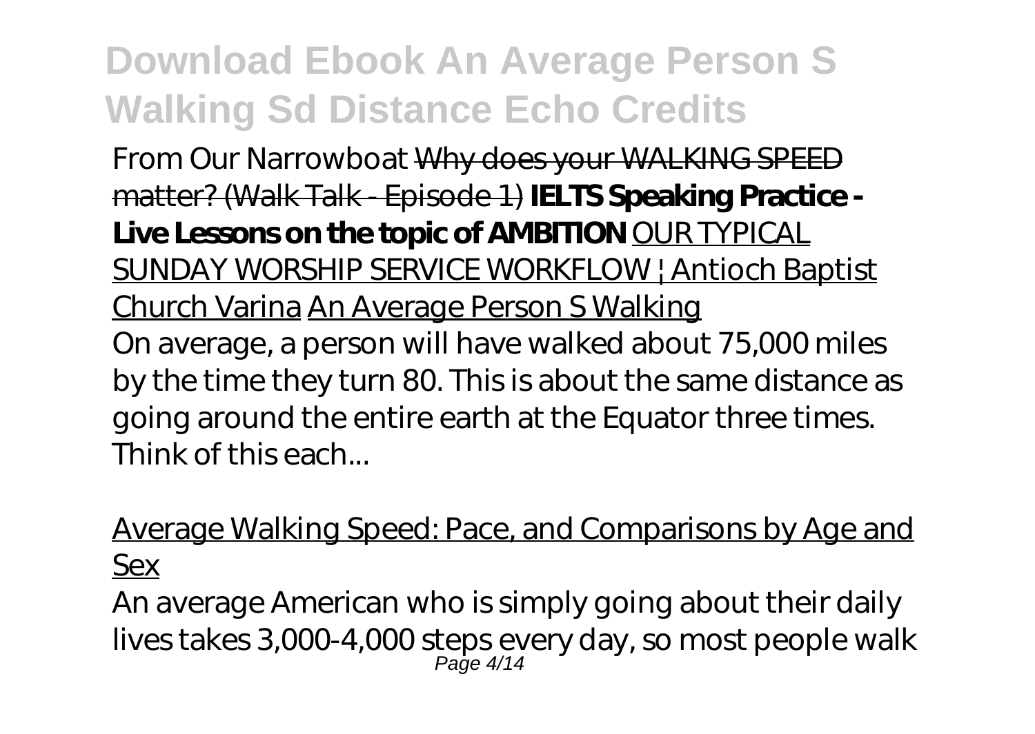*From Our Narrowboat* Why does your WALKING SPEED matter? (Walk Talk - Episode 1) **IELTS Speaking Practice - Live Lessons on the topic of AMBITION** OUR TYPICAL SUNDAY WORSHIP SERVICE WORKFLOW | Antioch Baptist Church Varina An Average Person S Walking

On average, a person will have walked about 75,000 miles by the time they turn 80. This is about the same distance as going around the entire earth at the Equator three times. Think of this each...

Average Walking Speed: Pace, and Comparisons by Age and Sex

An average American who is simply going about their daily lives takes 3,000-4,000 steps every day, so most people walk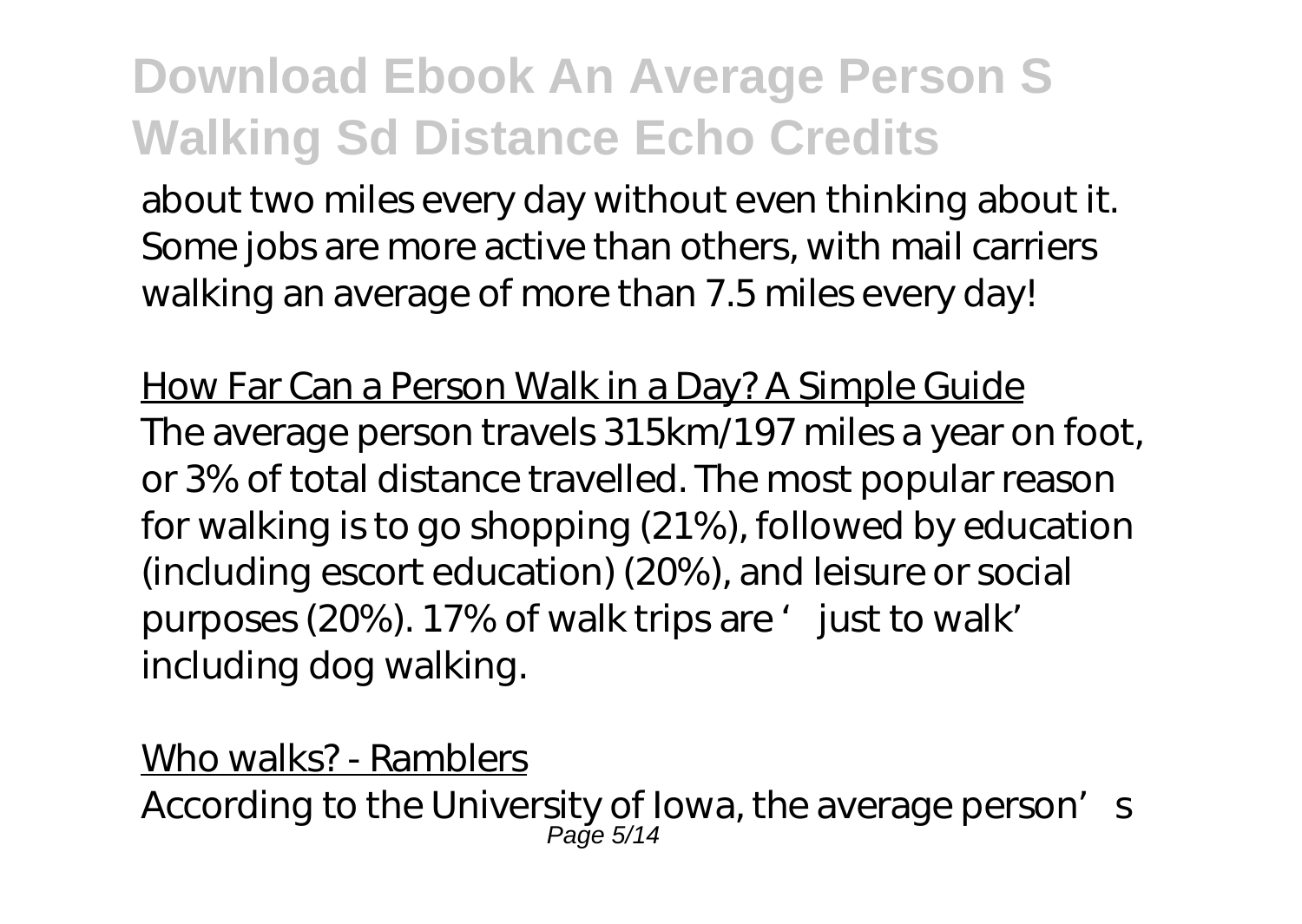about two miles every day without even thinking about it. Some jobs are more active than others, with mail carriers walking an average of more than 7.5 miles every day!

How Far Can a Person Walk in a Day? A Simple Guide

The average person travels 315km/197 miles a year on foot, or 3% of total distance travelled. The most popular reason for walking is to go shopping (21%), followed by education (including escort education) (20%), and leisure or social purposes (20%). 17% of walk trips are ' just to walk' including dog walking.

Who walks? - Ramblers

According to the University of Iowa, the average person's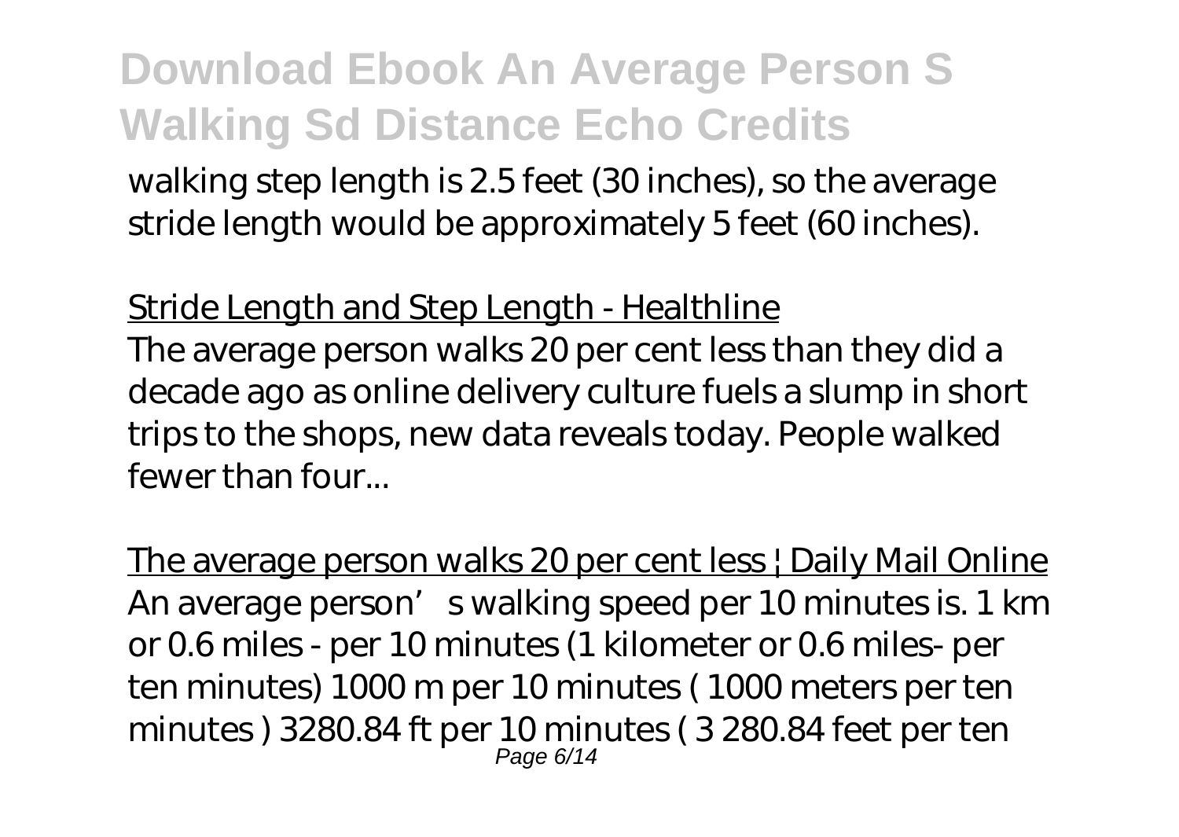walking step length is 2.5 feet (30 inches), so the average stride length would be approximately 5 feet (60 inches).

Stride Length and Step Length - Healthline

The average person walks 20 per cent less than they did a decade ago as online delivery culture fuels a slump in short trips to the shops, new data reveals today. People walked fewer than four...

The average person walks 20 per cent less | Daily Mail Online

An average person’s walking speed per 10 minutes is. 1 km or 0.6 miles - per 10 minutes (1 kilometer or 0.6 miles- per ten minutes) 1000 m per 10 minutes ( 1000 meters per ten minutes ) 3280.84 ft per 10 minutes ( 3 280.84 feet per ten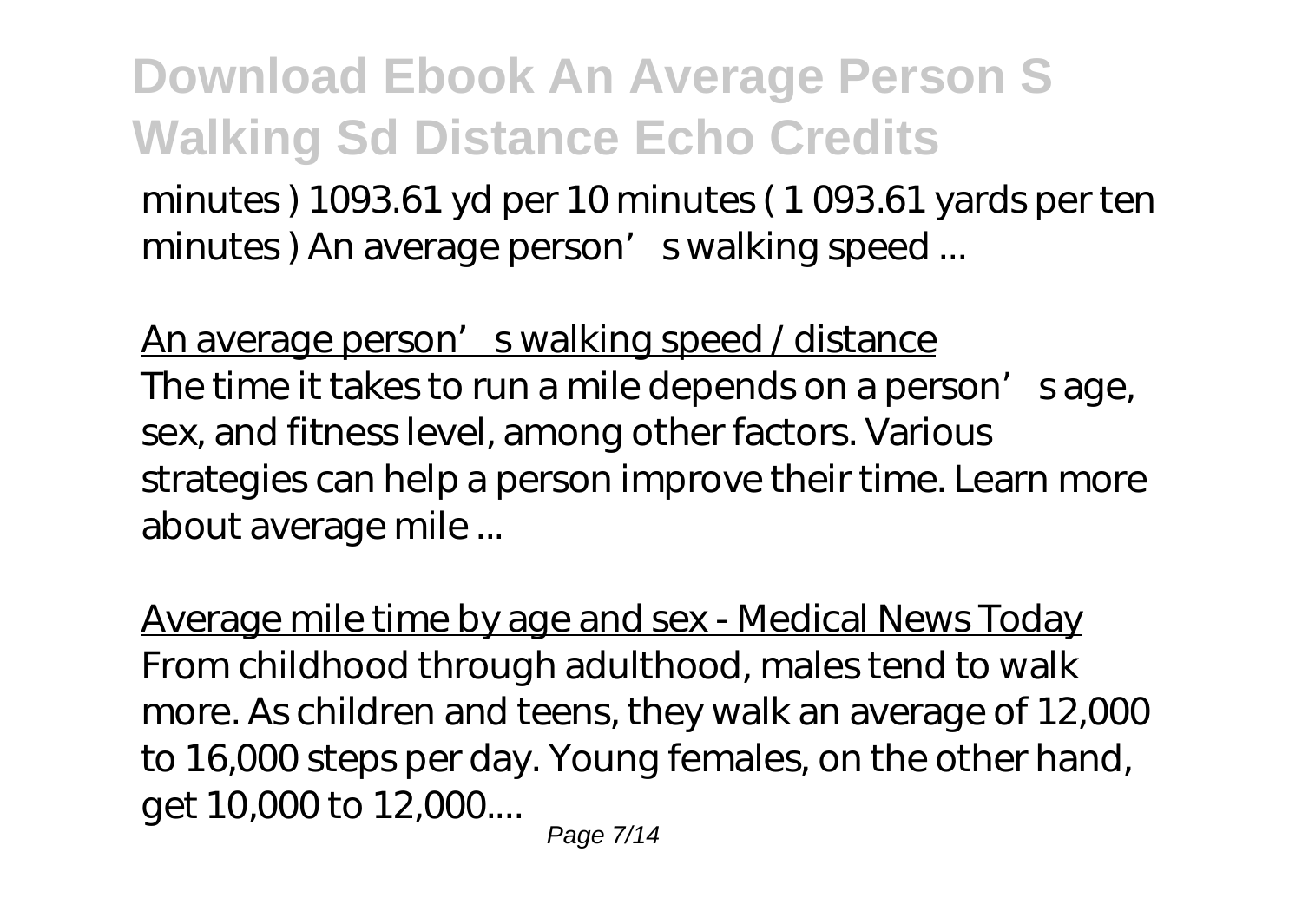minutes ) 1093.61 yd per 10 minutes ( 1 093.61 yards per ten minutes ) An average person’ s walking speed ...

An average person’ s walking speed / distance
The time it takes to run a mile depends on a person’ s age, sex, and fitness level, among other factors. Various strategies can help a person improve their time. Learn more about average mile ...

Average mile time by age and sex - Medical News Today
From childhood through adulthood, males tend to walk more. As children and teens, they walk an average of 12,000 to 16,000 steps per day. Young females, on the other hand, get 10,000 to 12,000....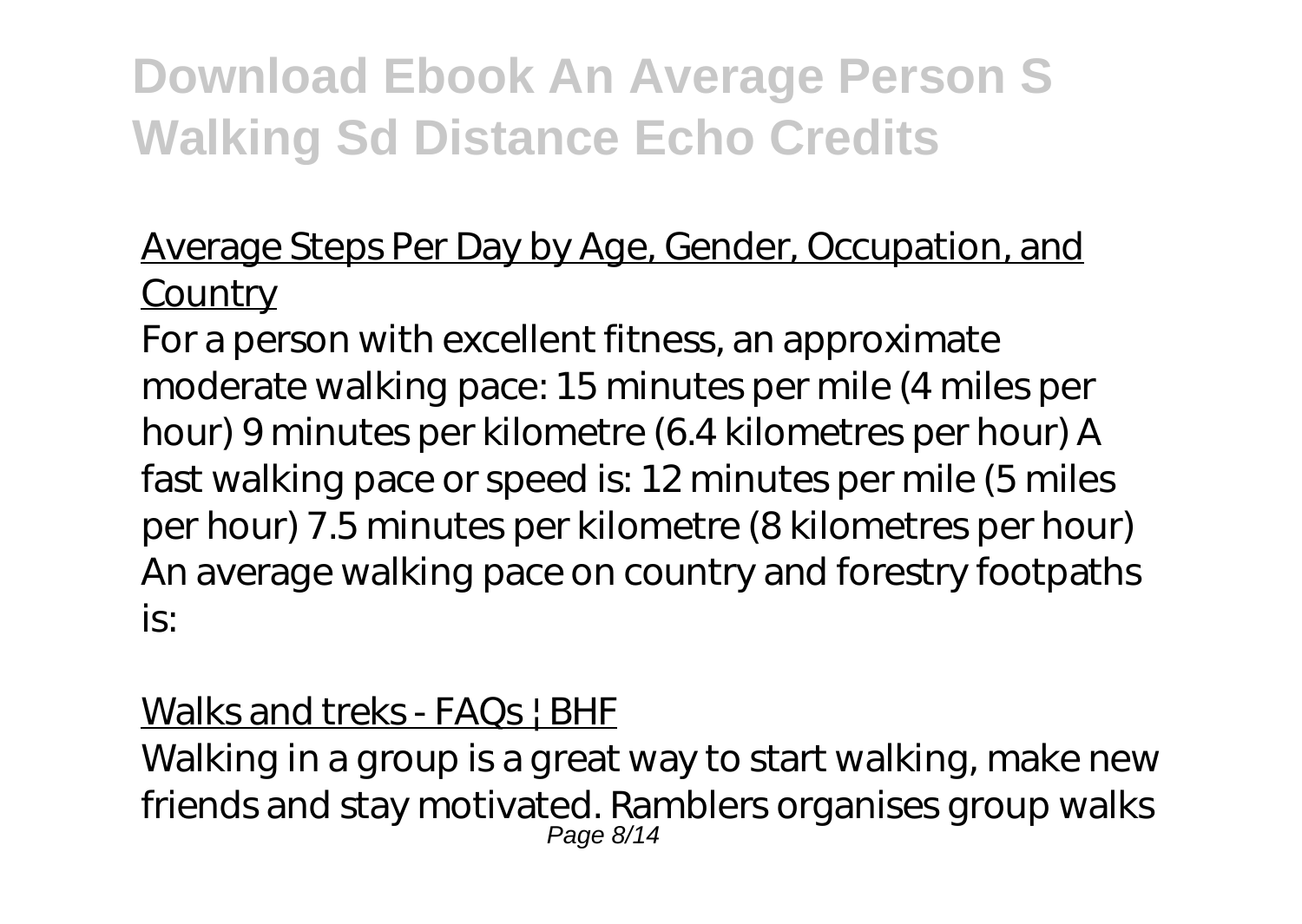# Download Ebook An Average Person S Walking Sd Distance Echo Credits

[Average Steps Per Day by Age, Gender, Occupation, and Country]()

For a person with excellent fitness, an approximate moderate walking pace: 15 minutes per mile (4 miles per hour) 9 minutes per kilometre (6.4 kilometres per hour) A fast walking pace or speed is: 12 minutes per mile (5 miles per hour) 7.5 minutes per kilometre (8 kilometres per hour) An average walking pace on country and forestry footpaths is:

[Walks and treks - FAQs | BHF]()

Walking in a group is a great way to start walking, make new friends and stay motivated. Ramblers organises group walks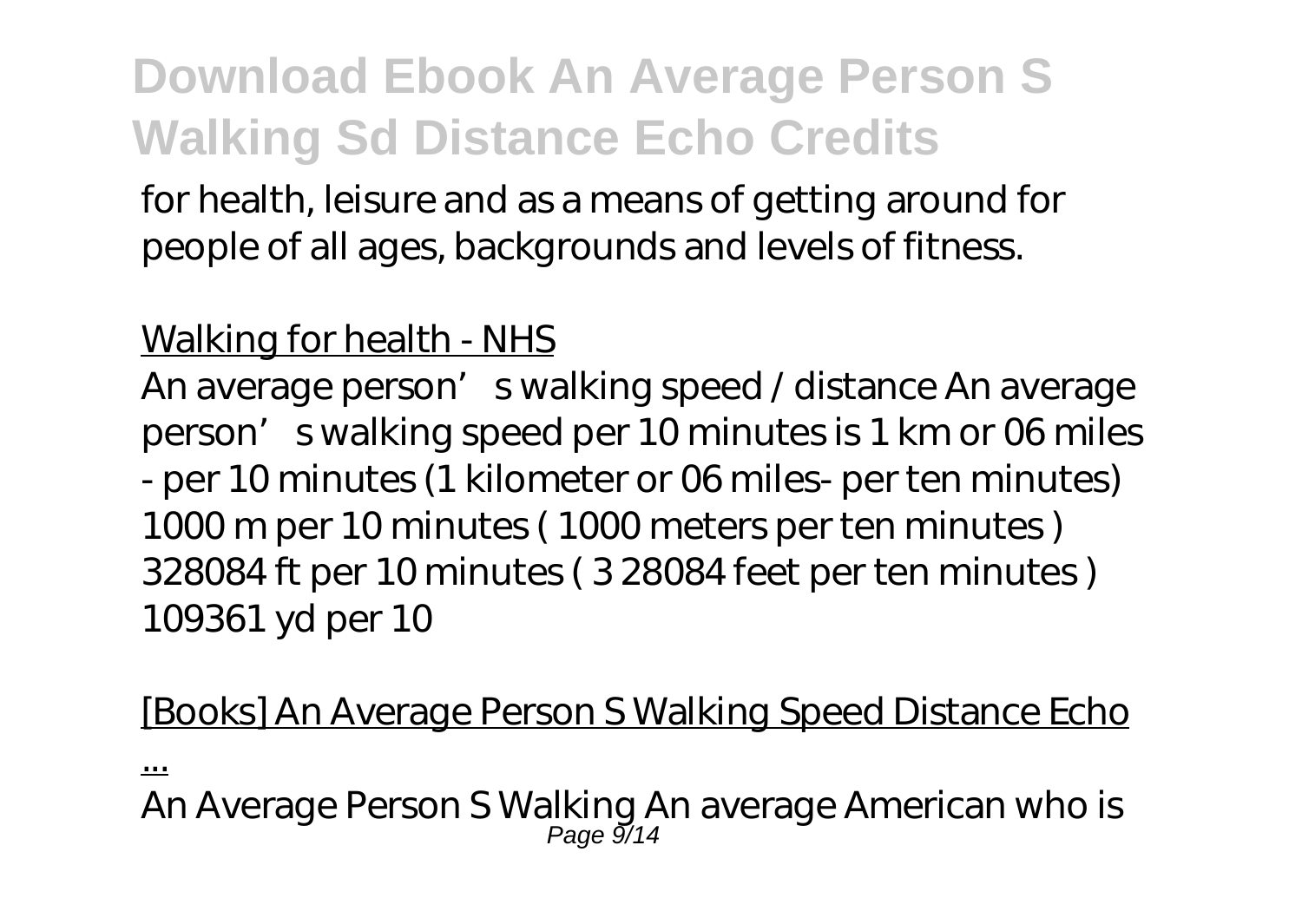for health, leisure and as a means of getting around for people of all ages, backgrounds and levels of fitness.

Walking for health - NHS

An average person’s walking speed / distance An average person’s walking speed per 10 minutes is 1 km or 06 miles - per 10 minutes (1 kilometer or 06 miles- per ten minutes) 1000 m per 10 minutes ( 1000 meters per ten minutes ) 328084 ft per 10 minutes ( 3 28084 feet per ten minutes ) 109361 yd per 10

[Books] An Average Person S Walking Speed Distance Echo ...

An Average Person S Walking An average American who is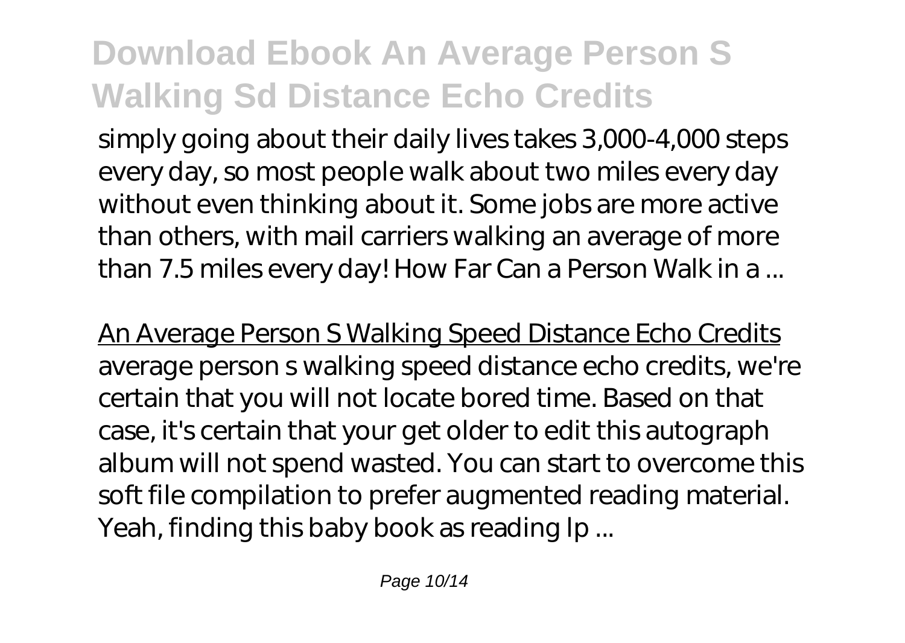simply going about their daily lives takes 3,000-4,000 steps every day, so most people walk about two miles every day without even thinking about it. Some jobs are more active than others, with mail carriers walking an average of more than 7.5 miles every day! How Far Can a Person Walk in a ...

An Average Person S Walking Speed Distance Echo Credits
average person s walking speed distance echo credits, we're certain that you will not locate bored time. Based on that case, it's certain that your get older to edit this autograph album will not spend wasted. You can start to overcome this soft file compilation to prefer augmented reading material. Yeah, finding this baby book as reading lp ...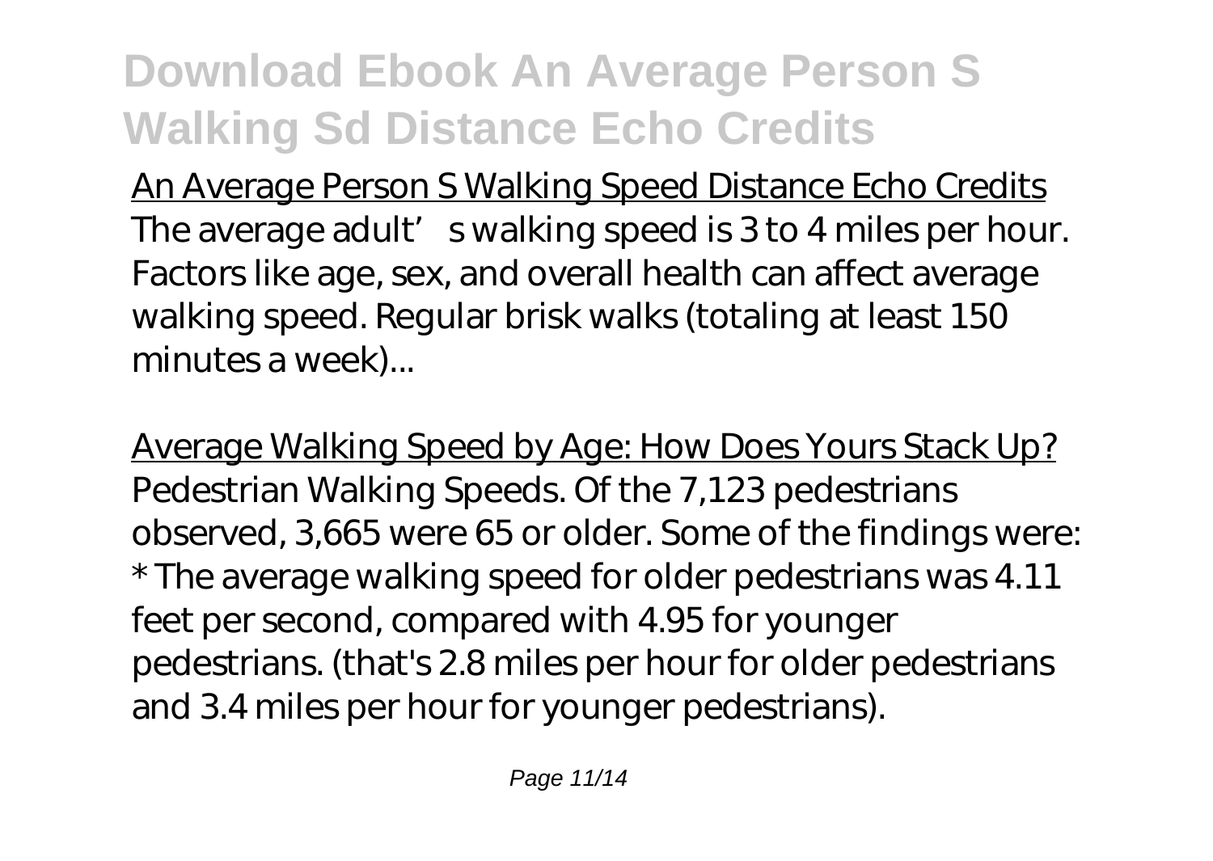An Average Person S Walking Speed Distance Echo Credits
The average adult's walking speed is 3 to 4 miles per hour. Factors like age, sex, and overall health can affect average walking speed. Regular brisk walks (totaling at least 150 minutes a week)...

Average Walking Speed by Age: How Does Yours Stack Up?
Pedestrian Walking Speeds. Of the 7,123 pedestrians observed, 3,665 were 65 or older. Some of the findings were:
* The average walking speed for older pedestrians was 4.11 feet per second, compared with 4.95 for younger pedestrians. (that's 2.8 miles per hour for older pedestrians and 3.4 miles per hour for younger pedestrians).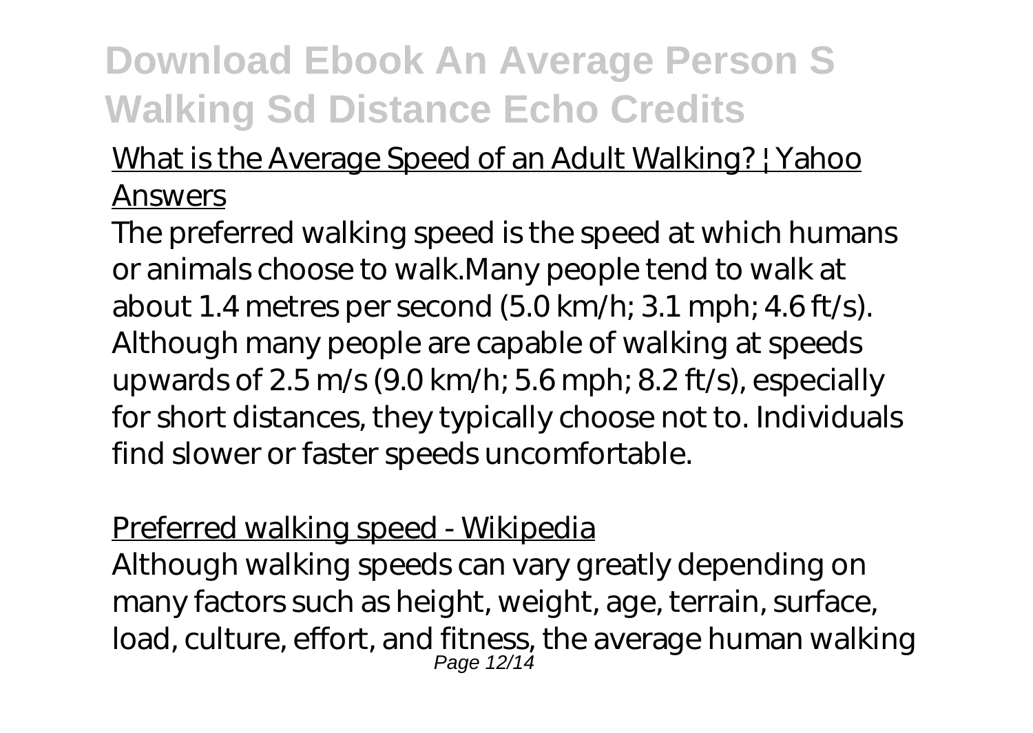What is the Average Speed of an Adult Walking? | Yahoo Answers

The preferred walking speed is the speed at which humans or animals choose to walk.Many people tend to walk at about 1.4 metres per second (5.0 km/h; 3.1 mph; 4.6 ft/s). Although many people are capable of walking at speeds upwards of 2.5 m/s (9.0 km/h; 5.6 mph; 8.2 ft/s), especially for short distances, they typically choose not to. Individuals find slower or faster speeds uncomfortable.

Preferred walking speed - Wikipedia

Although walking speeds can vary greatly depending on many factors such as height, weight, age, terrain, surface, load, culture, effort, and fitness, the average human walking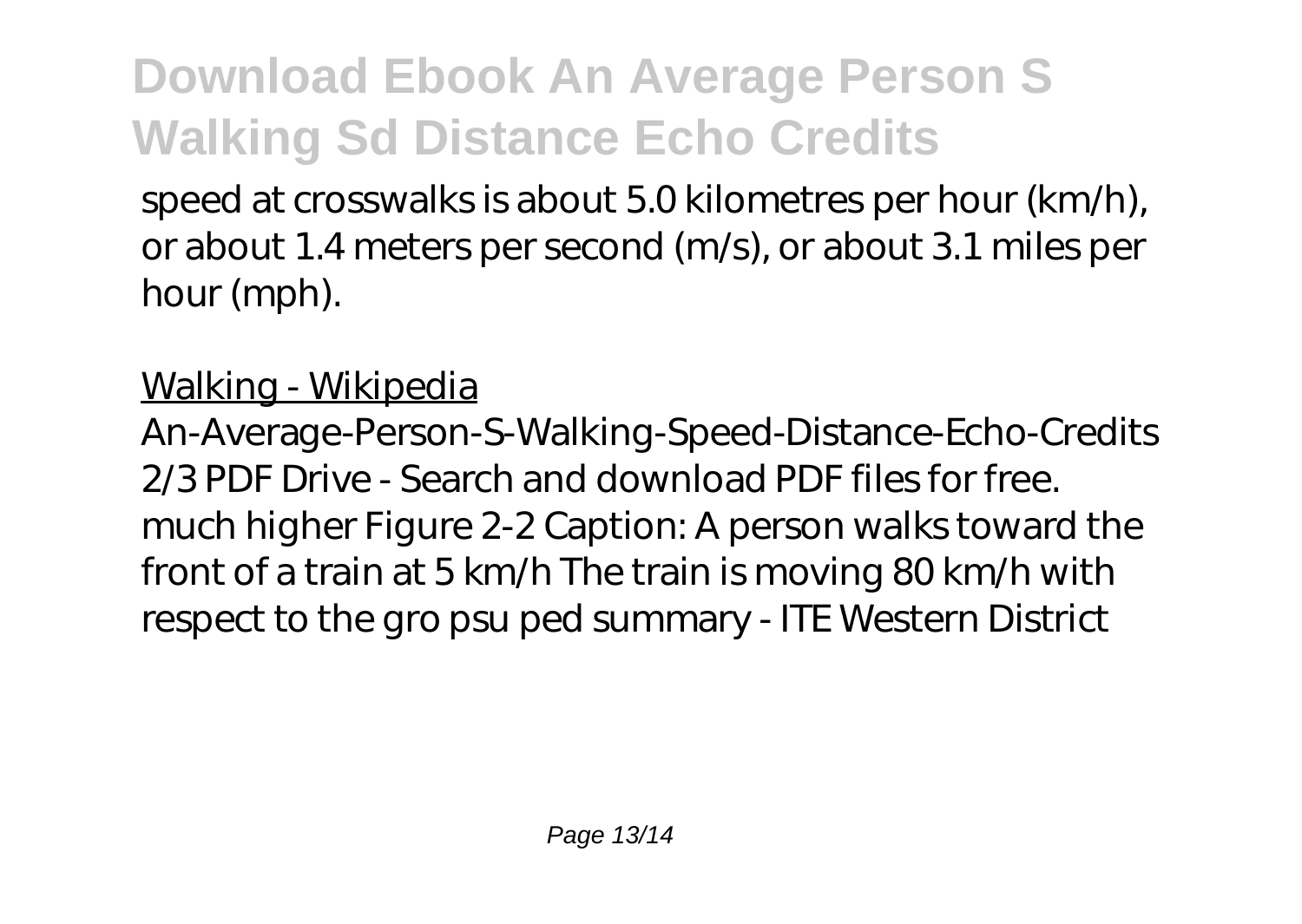speed at crosswalks is about 5.0 kilometres per hour (km/h), or about 1.4 meters per second (m/s), or about 3.1 miles per hour (mph).

Walking - Wikipedia

An-Average-Person-S-Walking-Speed-Distance-Echo-Credits 2/3 PDF Drive - Search and download PDF files for free. much higher Figure 2-2 Caption: A person walks toward the front of a train at 5 km/h The train is moving 80 km/h with respect to the gro psu ped summary - ITE Western District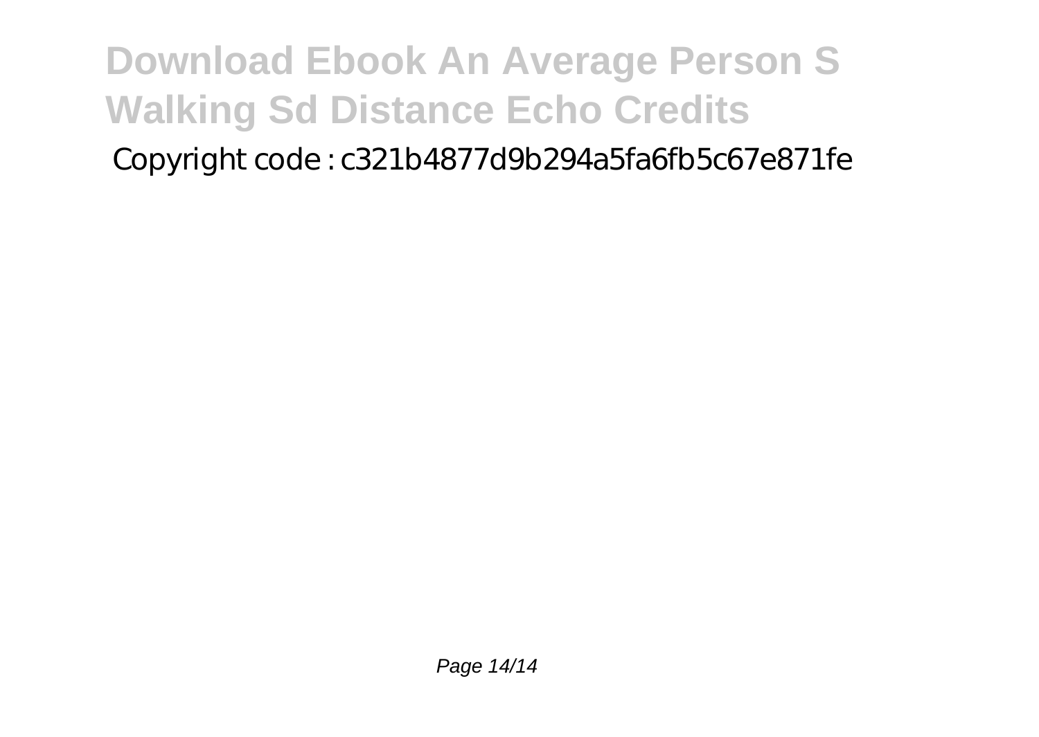Copyright code : c321b4877d9b294a5fa6fb5c67e871fe